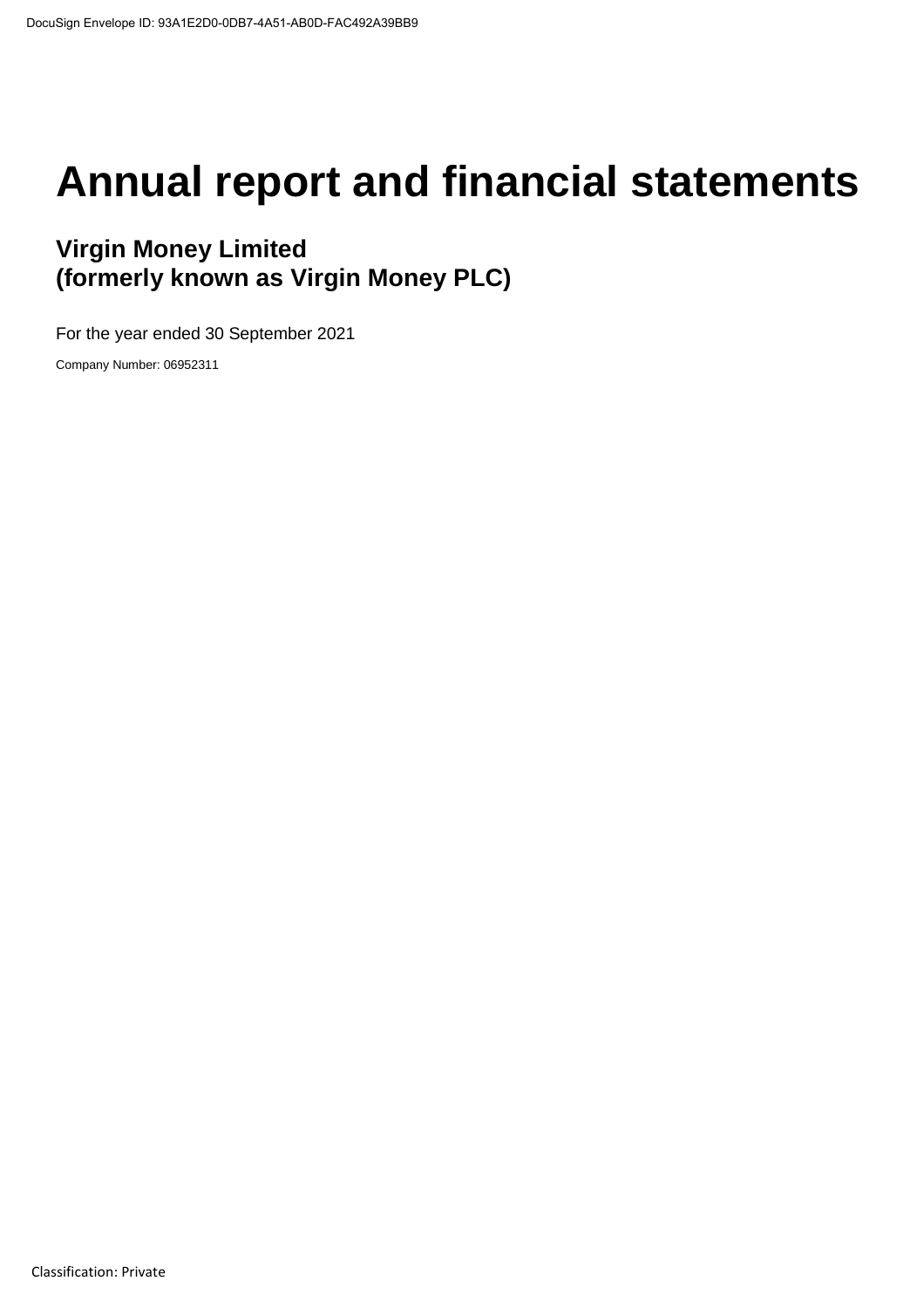# Annual report and financial statements

## Virgin Money Limited
## (formerly known as Virgin Money PLC)

For the year ended 30 September 2021

Company Number: 06952311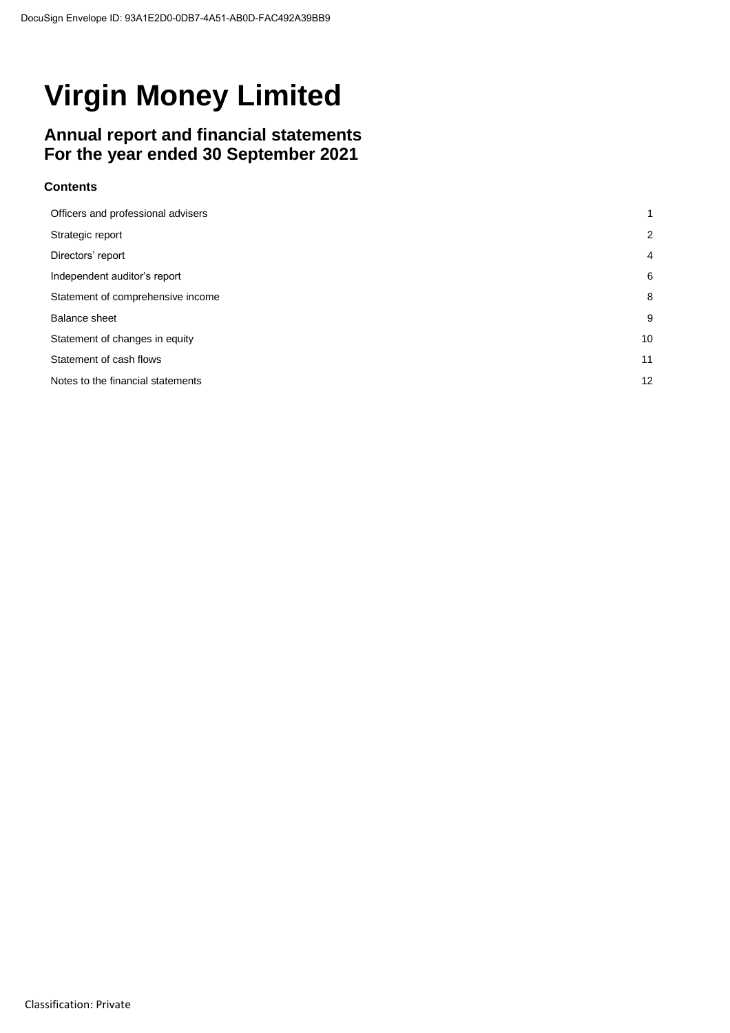# Virgin Money Limited

## Annual report and financial statements For the year ended 30 September 2021

### Contents

| | |
|---|---|
| Officers and professional advisers | 1 |
| Strategic report | 2 |
| Directors' report | 4 |
| Independent auditor's report | 6 |
| Statement of comprehensive income | 8 |
| Balance sheet | 9 |
| Statement of changes in equity | 10 |
| Statement of cash flows | 11 |
| Notes to the financial statements | 12 |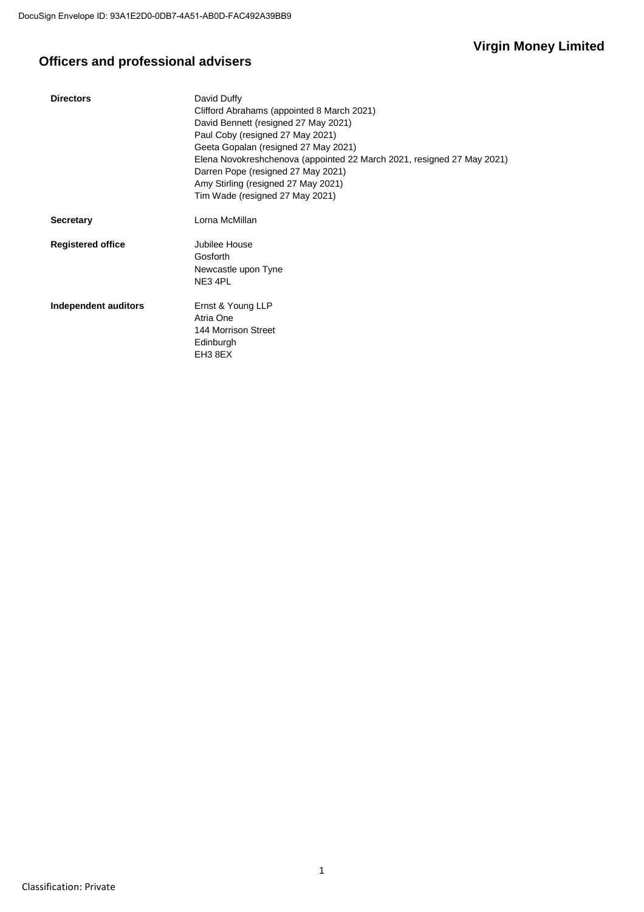# Officers and professional advisers

| | |
|---|---|
| **Directors** | David Duffy<br>Clifford Abrahams (appointed 8 March 2021)<br>David Bennett (resigned 27 May 2021)<br>Paul Coby (resigned 27 May 2021)<br>Geeta Gopalan (resigned 27 May 2021)<br>Elena Novokreshchenova (appointed 22 March 2021, resigned 27 May 2021)<br>Darren Pope (resigned 27 May 2021)<br>Amy Stirling (resigned 27 May 2021)<br>Tim Wade (resigned 27 May 2021) |
| **Secretary** | Lorna McMillan |
| **Registered office** | Jubilee House<br>Gosforth<br>Newcastle upon Tyne<br>NE3 4PL |
| **Independent auditors** | Ernst & Young LLP<br>Atria One<br>144 Morrison Street<br>Edinburgh<br>EH3 8EX |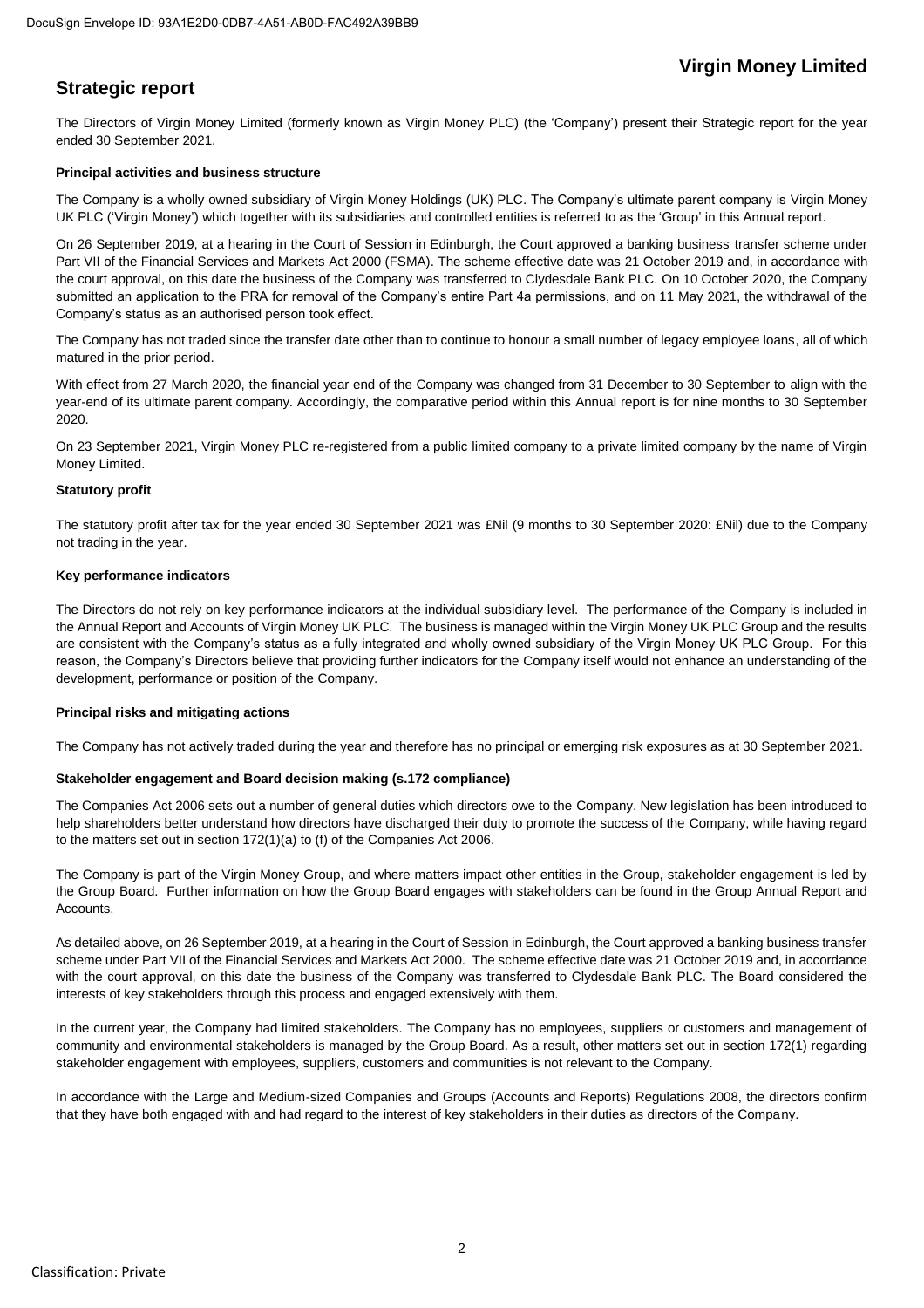## Strategic report

The Directors of Virgin Money Limited (formerly known as Virgin Money PLC) (the 'Company') present their Strategic report for the year ended 30 September 2021.

**Principal activities and business structure**

The Company is a wholly owned subsidiary of Virgin Money Holdings (UK) PLC. The Company's ultimate parent company is Virgin Money UK PLC ('Virgin Money') which together with its subsidiaries and controlled entities is referred to as the 'Group' in this Annual report.

On 26 September 2019, at a hearing in the Court of Session in Edinburgh, the Court approved a banking business transfer scheme under Part VII of the Financial Services and Markets Act 2000 (FSMA). The scheme effective date was 21 October 2019 and, in accordance with the court approval, on this date the business of the Company was transferred to Clydesdale Bank PLC. On 10 October 2020, the Company submitted an application to the PRA for removal of the Company's entire Part 4a permissions, and on 11 May 2021, the withdrawal of the Company's status as an authorised person took effect.

The Company has not traded since the transfer date other than to continue to honour a small number of legacy employee loans, all of which matured in the prior period.

With effect from 27 March 2020, the financial year end of the Company was changed from 31 December to 30 September to align with the year-end of its ultimate parent company. Accordingly, the comparative period within this Annual report is for nine months to 30 September 2020.

On 23 September 2021, Virgin Money PLC re-registered from a public limited company to a private limited company by the name of Virgin Money Limited.

**Statutory profit**

The statutory profit after tax for the year ended 30 September 2021 was £Nil (9 months to 30 September 2020: £Nil) due to the Company not trading in the year.

**Key performance indicators**

The Directors do not rely on key performance indicators at the individual subsidiary level. The performance of the Company is included in the Annual Report and Accounts of Virgin Money UK PLC. The business is managed within the Virgin Money UK PLC Group and the results are consistent with the Company's status as a fully integrated and wholly owned subsidiary of the Virgin Money UK PLC Group. For this reason, the Company's Directors believe that providing further indicators for the Company itself would not enhance an understanding of the development, performance or position of the Company.

**Principal risks and mitigating actions**

The Company has not actively traded during the year and therefore has no principal or emerging risk exposures as at 30 September 2021.

**Stakeholder engagement and Board decision making (s.172 compliance)**

The Companies Act 2006 sets out a number of general duties which directors owe to the Company. New legislation has been introduced to help shareholders better understand how directors have discharged their duty to promote the success of the Company, while having regard to the matters set out in section 172(1)(a) to (f) of the Companies Act 2006.

The Company is part of the Virgin Money Group, and where matters impact other entities in the Group, stakeholder engagement is led by the Group Board. Further information on how the Group Board engages with stakeholders can be found in the Group Annual Report and Accounts.

As detailed above, on 26 September 2019, at a hearing in the Court of Session in Edinburgh, the Court approved a banking business transfer scheme under Part VII of the Financial Services and Markets Act 2000. The scheme effective date was 21 October 2019 and, in accordance with the court approval, on this date the business of the Company was transferred to Clydesdale Bank PLC. The Board considered the interests of key stakeholders through this process and engaged extensively with them.

In the current year, the Company had limited stakeholders. The Company has no employees, suppliers or customers and management of community and environmental stakeholders is managed by the Group Board. As a result, other matters set out in section 172(1) regarding stakeholder engagement with employees, suppliers, customers and communities is not relevant to the Company.

In accordance with the Large and Medium-sized Companies and Groups (Accounts and Reports) Regulations 2008, the directors confirm that they have both engaged with and had regard to the interest of key stakeholders in their duties as directors of the Company.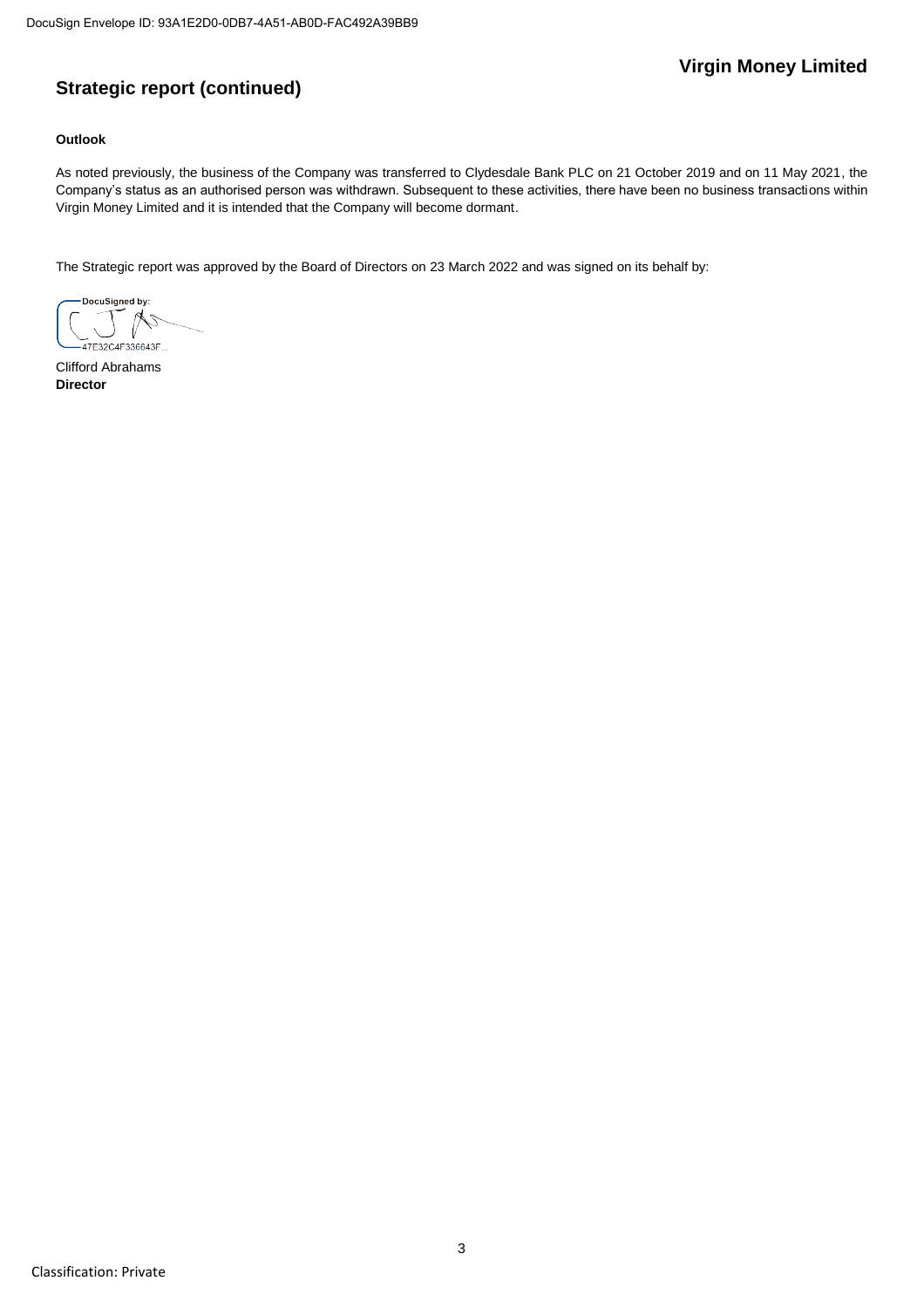## Strategic report (continued)

### Outlook

As noted previously, the business of the Company was transferred to Clydesdale Bank PLC on 21 October 2019 and on 11 May 2021, the Company's status as an authorised person was withdrawn. Subsequent to these activities, there have been no business transactions within Virgin Money Limited and it is intended that the Company will become dormant.

The Strategic report was approved by the Board of Directors on 23 March 2022 and was signed on its behalf by:

DocuSigned by:

47E32C4F336643F...

Clifford Abrahams
**Director**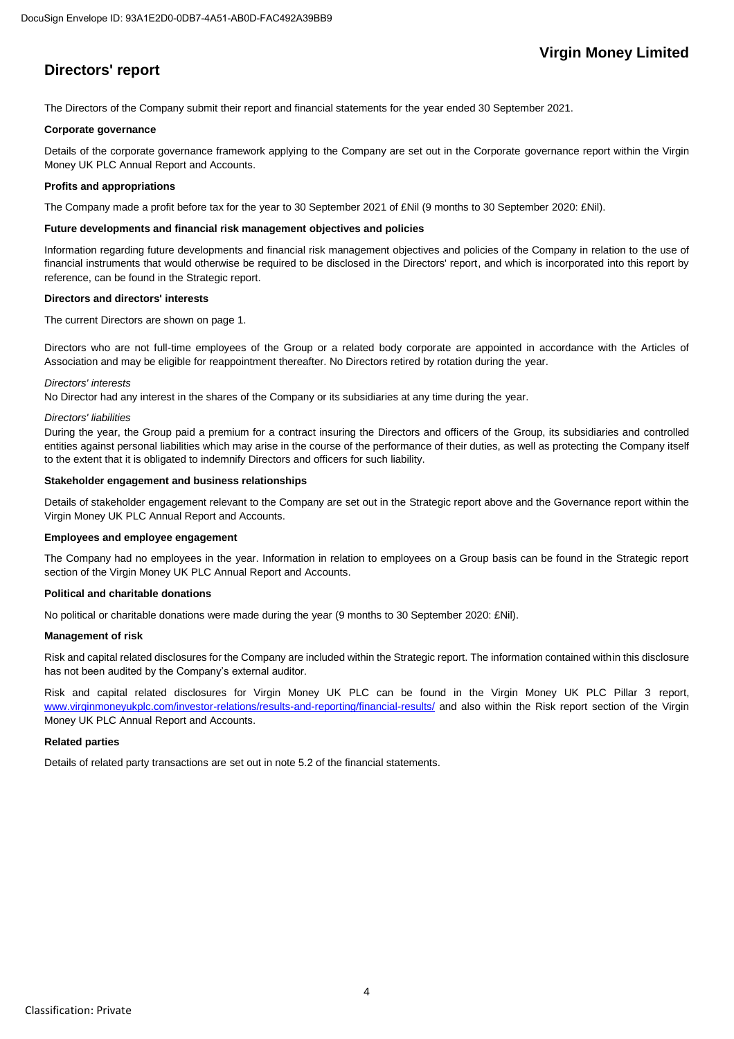# Directors' report

The Directors of the Company submit their report and financial statements for the year ended 30 September 2021.

### Corporate governance

Details of the corporate governance framework applying to the Company are set out in the Corporate governance report within the Virgin Money UK PLC Annual Report and Accounts.

### Profits and appropriations

The Company made a profit before tax for the year to 30 September 2021 of £Nil (9 months to 30 September 2020: £Nil).

### Future developments and financial risk management objectives and policies

Information regarding future developments and financial risk management objectives and policies of the Company in relation to the use of financial instruments that would otherwise be required to be disclosed in the Directors' report, and which is incorporated into this report by reference, can be found in the Strategic report.

### Directors and directors' interests

The current Directors are shown on page 1.

Directors who are not full-time employees of the Group or a related body corporate are appointed in accordance with the Articles of Association and may be eligible for reappointment thereafter. No Directors retired by rotation during the year.

*Directors' interests*

No Director had any interest in the shares of the Company or its subsidiaries at any time during the year.

*Directors' liabilities*

During the year, the Group paid a premium for a contract insuring the Directors and officers of the Group, its subsidiaries and controlled entities against personal liabilities which may arise in the course of the performance of their duties, as well as protecting the Company itself to the extent that it is obligated to indemnify Directors and officers for such liability.

### Stakeholder engagement and business relationships

Details of stakeholder engagement relevant to the Company are set out in the Strategic report above and the Governance report within the Virgin Money UK PLC Annual Report and Accounts.

### Employees and employee engagement

The Company had no employees in the year. Information in relation to employees on a Group basis can be found in the Strategic report section of the Virgin Money UK PLC Annual Report and Accounts.

### Political and charitable donations

No political or charitable donations were made during the year (9 months to 30 September 2020: £Nil).

### Management of risk

Risk and capital related disclosures for the Company are included within the Strategic report. The information contained within this disclosure has not been audited by the Company's external auditor.

Risk and capital related disclosures for Virgin Money UK PLC can be found in the Virgin Money UK PLC Pillar 3 report, www.virginmoneyukplc.com/investor-relations/results-and-reporting/financial-results/ and also within the Risk report section of the Virgin Money UK PLC Annual Report and Accounts.

### Related parties

Details of related party transactions are set out in note 5.2 of the financial statements.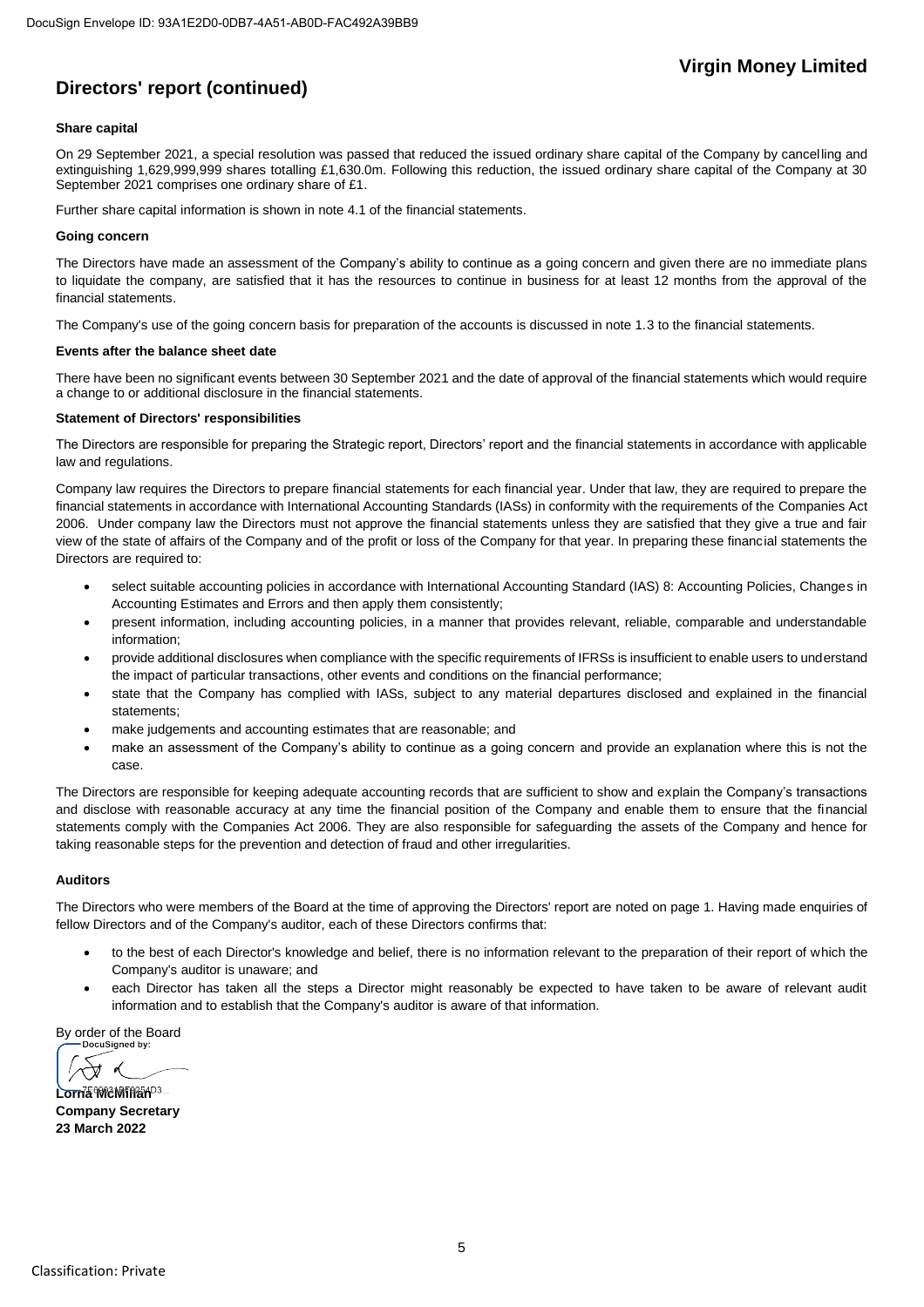## Directors' report (continued)

### Share capital

On 29 September 2021, a special resolution was passed that reduced the issued ordinary share capital of the Company by cancelling and extinguishing 1,629,999,999 shares totalling £1,630.0m. Following this reduction, the issued ordinary share capital of the Company at 30 September 2021 comprises one ordinary share of £1.

Further share capital information is shown in note 4.1 of the financial statements.

### Going concern

The Directors have made an assessment of the Company's ability to continue as a going concern and given there are no immediate plans to liquidate the company, are satisfied that it has the resources to continue in business for at least 12 months from the approval of the financial statements.

The Company's use of the going concern basis for preparation of the accounts is discussed in note 1.3 to the financial statements.

### Events after the balance sheet date

There have been no significant events between 30 September 2021 and the date of approval of the financial statements which would require a change to or additional disclosure in the financial statements.

### Statement of Directors' responsibilities

The Directors are responsible for preparing the Strategic report, Directors' report and the financial statements in accordance with applicable law and regulations.

Company law requires the Directors to prepare financial statements for each financial year. Under that law, they are required to prepare the financial statements in accordance with International Accounting Standards (IASs) in conformity with the requirements of the Companies Act 2006. Under company law the Directors must not approve the financial statements unless they are satisfied that they give a true and fair view of the state of affairs of the Company and of the profit or loss of the Company for that year. In preparing these financial statements the Directors are required to:

- select suitable accounting policies in accordance with International Accounting Standard (IAS) 8: Accounting Policies, Changes in Accounting Estimates and Errors and then apply them consistently;
- present information, including accounting policies, in a manner that provides relevant, reliable, comparable and understandable information;
- provide additional disclosures when compliance with the specific requirements of IFRSs is insufficient to enable users to understand the impact of particular transactions, other events and conditions on the financial performance;
- state that the Company has complied with IASs, subject to any material departures disclosed and explained in the financial statements;
- make judgements and accounting estimates that are reasonable; and
- make an assessment of the Company's ability to continue as a going concern and provide an explanation where this is not the case.

The Directors are responsible for keeping adequate accounting records that are sufficient to show and explain the Company's transactions and disclose with reasonable accuracy at any time the financial position of the Company and enable them to ensure that the financial statements comply with the Companies Act 2006. They are also responsible for safeguarding the assets of the Company and hence for taking reasonable steps for the prevention and detection of fraud and other irregularities.

### Auditors

The Directors who were members of the Board at the time of approving the Directors' report are noted on page 1. Having made enquiries of fellow Directors and of the Company's auditor, each of these Directors confirms that:

- to the best of each Director's knowledge and belief, there is no information relevant to the preparation of their report of which the Company's auditor is unaware; and
- each Director has taken all the steps a Director might reasonably be expected to have taken to be aware of relevant audit information and to establish that the Company's auditor is aware of that information.

By order of the Board

**Lorna McMillan**
**Company Secretary**
**23 March 2022**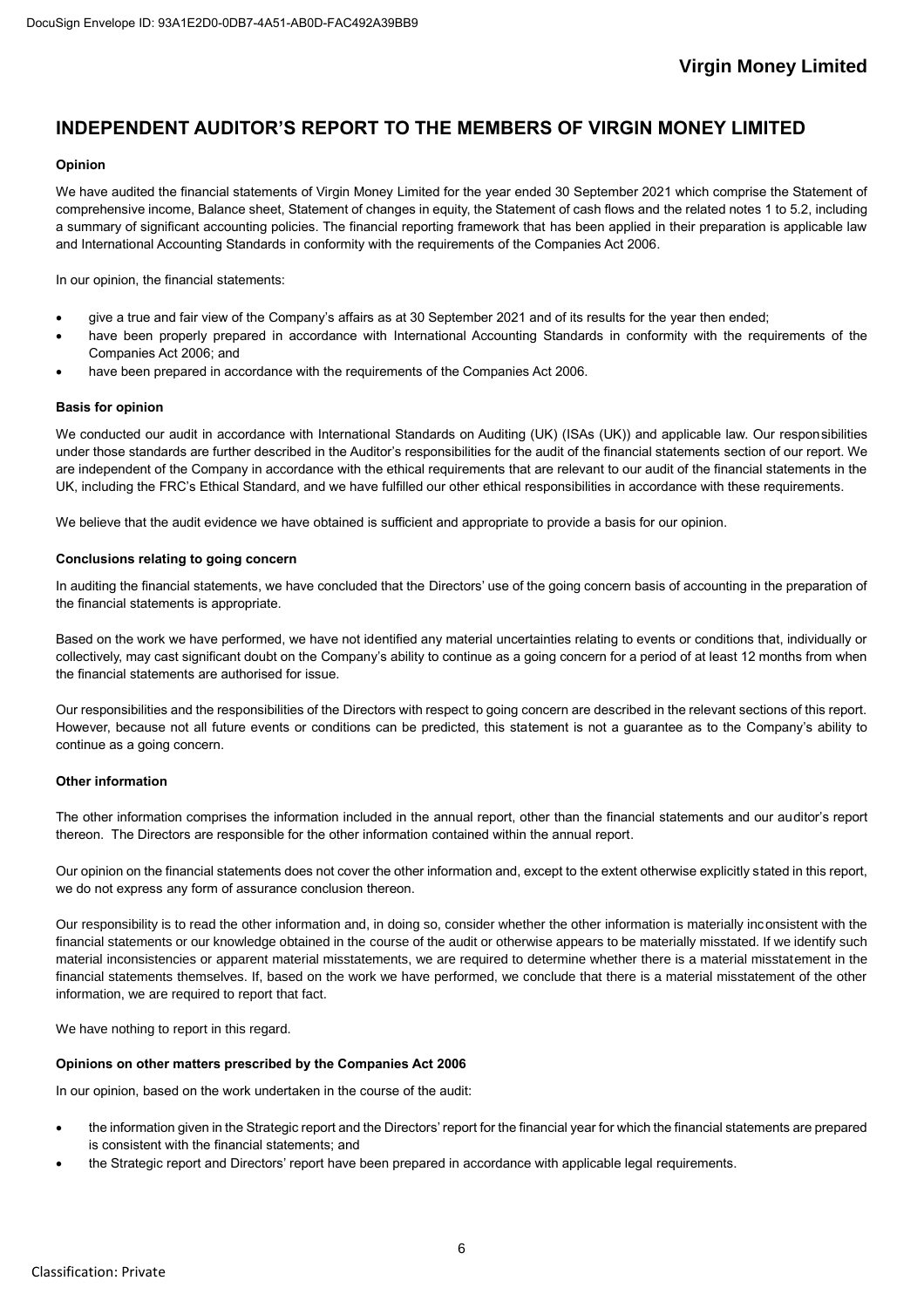# INDEPENDENT AUDITOR'S REPORT TO THE MEMBERS OF VIRGIN MONEY LIMITED

**Opinion**

We have audited the financial statements of Virgin Money Limited for the year ended 30 September 2021 which comprise the Statement of comprehensive income, Balance sheet, Statement of changes in equity, the Statement of cash flows and the related notes 1 to 5.2, including a summary of significant accounting policies. The financial reporting framework that has been applied in their preparation is applicable law and International Accounting Standards in conformity with the requirements of the Companies Act 2006.

In our opinion, the financial statements:

- give a true and fair view of the Company's affairs as at 30 September 2021 and of its results for the year then ended;
- have been properly prepared in accordance with International Accounting Standards in conformity with the requirements of the Companies Act 2006; and
- have been prepared in accordance with the requirements of the Companies Act 2006.

**Basis for opinion**

We conducted our audit in accordance with International Standards on Auditing (UK) (ISAs (UK)) and applicable law. Our responsibilities under those standards are further described in the Auditor's responsibilities for the audit of the financial statements section of our report. We are independent of the Company in accordance with the ethical requirements that are relevant to our audit of the financial statements in the UK, including the FRC's Ethical Standard, and we have fulfilled our other ethical responsibilities in accordance with these requirements.

We believe that the audit evidence we have obtained is sufficient and appropriate to provide a basis for our opinion.

**Conclusions relating to going concern**

In auditing the financial statements, we have concluded that the Directors' use of the going concern basis of accounting in the preparation of the financial statements is appropriate.

Based on the work we have performed, we have not identified any material uncertainties relating to events or conditions that, individually or collectively, may cast significant doubt on the Company's ability to continue as a going concern for a period of at least 12 months from when the financial statements are authorised for issue.

Our responsibilities and the responsibilities of the Directors with respect to going concern are described in the relevant sections of this report. However, because not all future events or conditions can be predicted, this statement is not a guarantee as to the Company's ability to continue as a going concern.

**Other information**

The other information comprises the information included in the annual report, other than the financial statements and our auditor's report thereon. The Directors are responsible for the other information contained within the annual report.

Our opinion on the financial statements does not cover the other information and, except to the extent otherwise explicitly stated in this report, we do not express any form of assurance conclusion thereon.

Our responsibility is to read the other information and, in doing so, consider whether the other information is materially inconsistent with the financial statements or our knowledge obtained in the course of the audit or otherwise appears to be materially misstated. If we identify such material inconsistencies or apparent material misstatements, we are required to determine whether there is a material misstatement in the financial statements themselves. If, based on the work we have performed, we conclude that there is a material misstatement of the other information, we are required to report that fact.

We have nothing to report in this regard.

**Opinions on other matters prescribed by the Companies Act 2006**

In our opinion, based on the work undertaken in the course of the audit:

- the information given in the Strategic report and the Directors' report for the financial year for which the financial statements are prepared is consistent with the financial statements; and
- the Strategic report and Directors' report have been prepared in accordance with applicable legal requirements.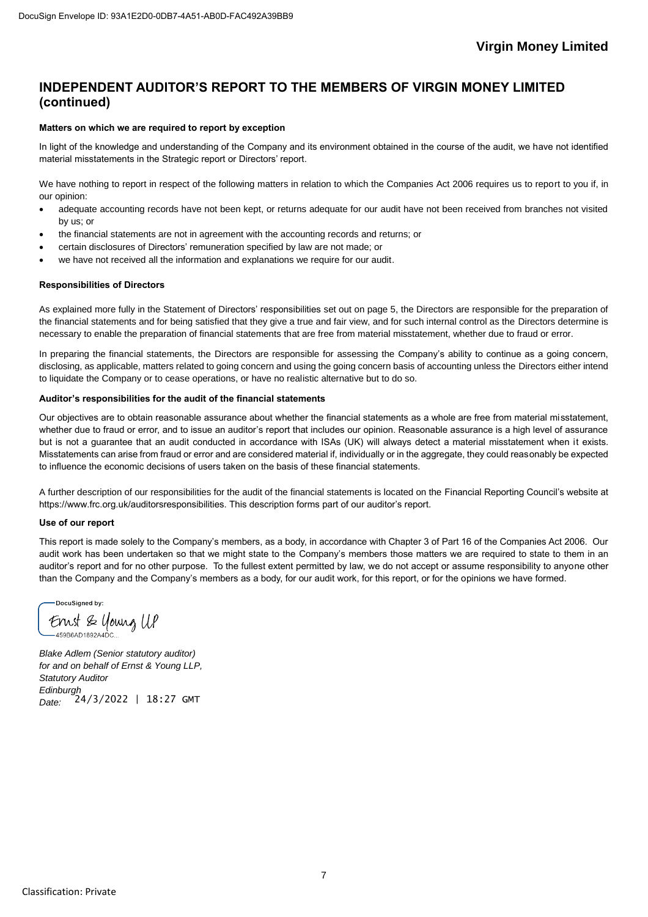## INDEPENDENT AUDITOR'S REPORT TO THE MEMBERS OF VIRGIN MONEY LIMITED (continued)

**Matters on which we are required to report by exception**

In light of the knowledge and understanding of the Company and its environment obtained in the course of the audit, we have not identified material misstatements in the Strategic report or Directors' report.

We have nothing to report in respect of the following matters in relation to which the Companies Act 2006 requires us to report to you if, in our opinion:

- adequate accounting records have not been kept, or returns adequate for our audit have not been received from branches not visited by us; or
- the financial statements are not in agreement with the accounting records and returns; or
- certain disclosures of Directors' remuneration specified by law are not made; or
- we have not received all the information and explanations we require for our audit.

**Responsibilities of Directors**

As explained more fully in the Statement of Directors' responsibilities set out on page 5, the Directors are responsible for the preparation of the financial statements and for being satisfied that they give a true and fair view, and for such internal control as the Directors determine is necessary to enable the preparation of financial statements that are free from material misstatement, whether due to fraud or error.

In preparing the financial statements, the Directors are responsible for assessing the Company's ability to continue as a going concern, disclosing, as applicable, matters related to going concern and using the going concern basis of accounting unless the Directors either intend to liquidate the Company or to cease operations, or have no realistic alternative but to do so.

**Auditor's responsibilities for the audit of the financial statements**

Our objectives are to obtain reasonable assurance about whether the financial statements as a whole are free from material misstatement, whether due to fraud or error, and to issue an auditor's report that includes our opinion. Reasonable assurance is a high level of assurance but is not a guarantee that an audit conducted in accordance with ISAs (UK) will always detect a material misstatement when it exists. Misstatements can arise from fraud or error and are considered material if, individually or in the aggregate, they could reasonably be expected to influence the economic decisions of users taken on the basis of these financial statements.

A further description of our responsibilities for the audit of the financial statements is located on the Financial Reporting Council's website at https://www.frc.org.uk/auditorsresponsibilities. This description forms part of our auditor's report.

**Use of our report**

This report is made solely to the Company's members, as a body, in accordance with Chapter 3 of Part 16 of the Companies Act 2006. Our audit work has been undertaken so that we might state to the Company's members those matters we are required to state to them in an auditor's report and for no other purpose. To the fullest extent permitted by law, we do not accept or assume responsibility to anyone other than the Company and the Company's members as a body, for our audit work, for this report, or for the opinions we have formed.

DocuSigned by:
Ernst & Young LLP
459B6AD1892A4DC...

*Blake Adlem (Senior statutory auditor)*
*for and on behalf of Ernst & Young LLP,*
*Statutory Auditor*
*Edinburgh*
*Date:* 24/3/2022 | 18:27 GMT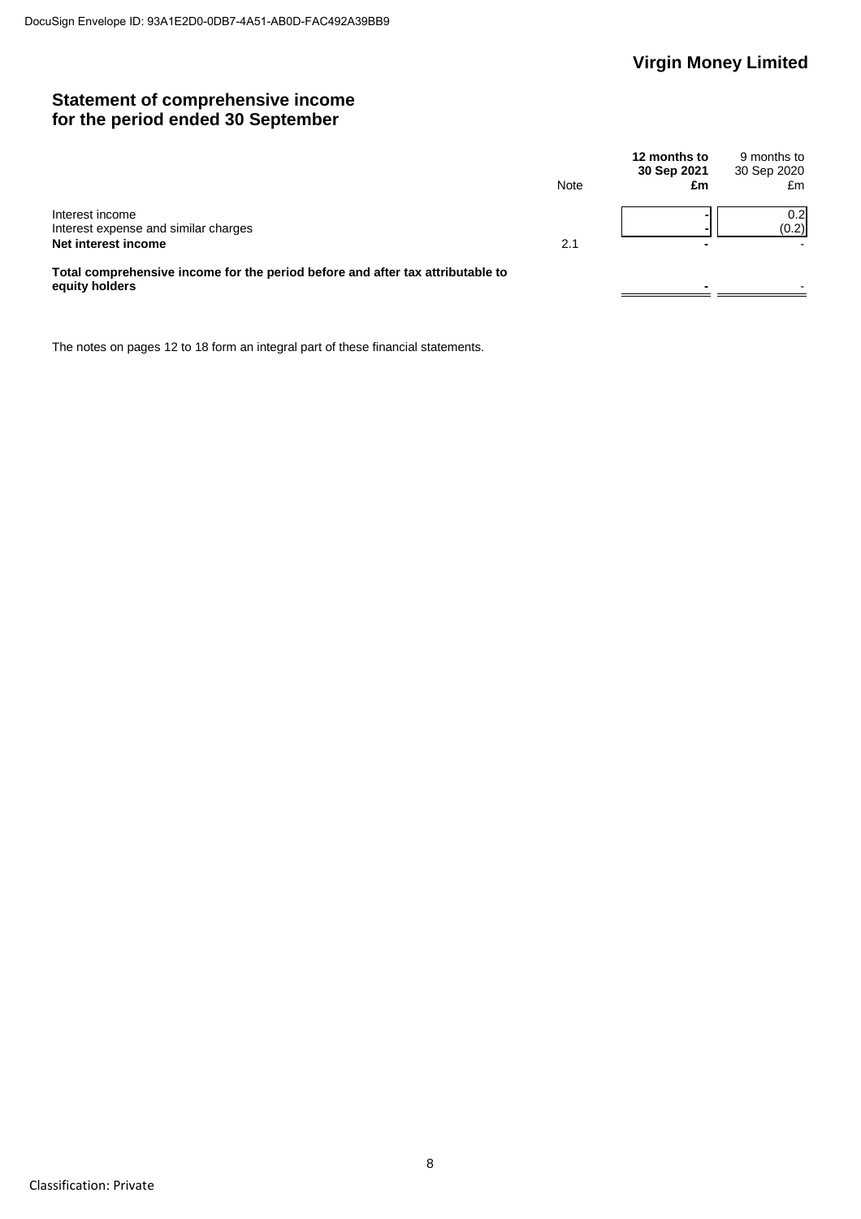## Virgin Money Limited

# Statement of comprehensive income for the period ended 30 September

| | Note | **12 months to 30 Sep 2021 £m** | 9 months to 30 Sep 2020 £m |
|---|---|---|---|
| Interest income | | - | 0.2 |
| Interest expense and similar charges | | - | (0.2) |
| **Net interest income** | 2.1 | **-** | - |
| **Total comprehensive income for the period before and after tax attributable to equity holders** | | **-** | - |

The notes on pages 12 to 18 form an integral part of these financial statements.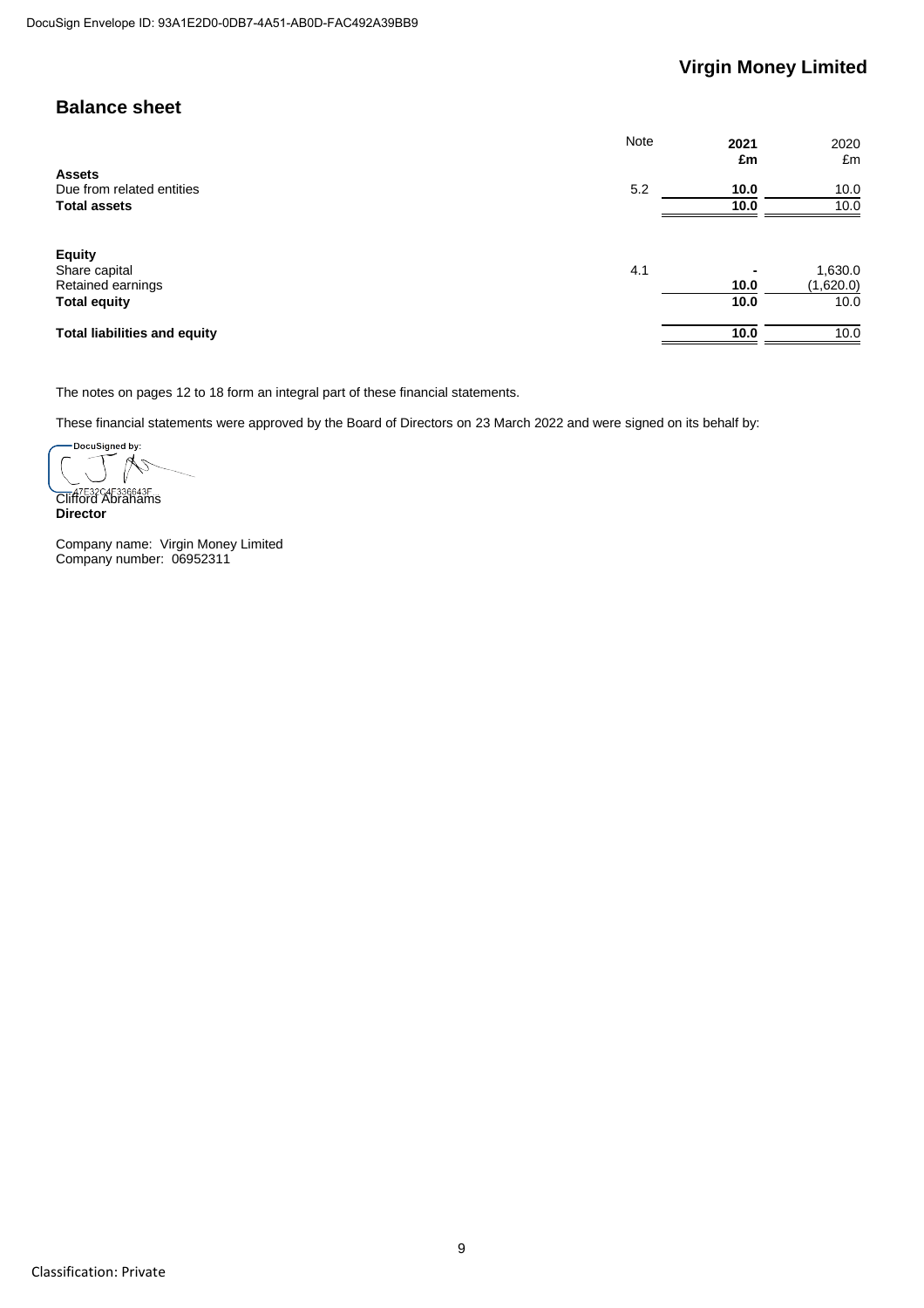# Virgin Money Limited

## Balance sheet

| | Note | **2021** | 2020 |
|---|---|---|---|
| | | **£m** | £m |
| **Assets** | | | |
| Due from related entities | 5.2 | **10.0** | 10.0 |
| **Total assets** | | **10.0** | 10.0 |
| | | | |
| **Equity** | | | |
| Share capital | 4.1 | **-** | 1,630.0 |
| Retained earnings | | **10.0** | (1,620.0) |
| **Total equity** | | **10.0** | 10.0 |
| | | | |
| **Total liabilities and equity** | | **10.0** | 10.0 |

The notes on pages 12 to 18 form an integral part of these financial statements.

These financial statements were approved by the Board of Directors on 23 March 2022 and were signed on its behalf by:

DocuSigned by:

A7E32C4F336643F

Clifford Abrahams
**Director**

Company name: Virgin Money Limited
Company number: 06952311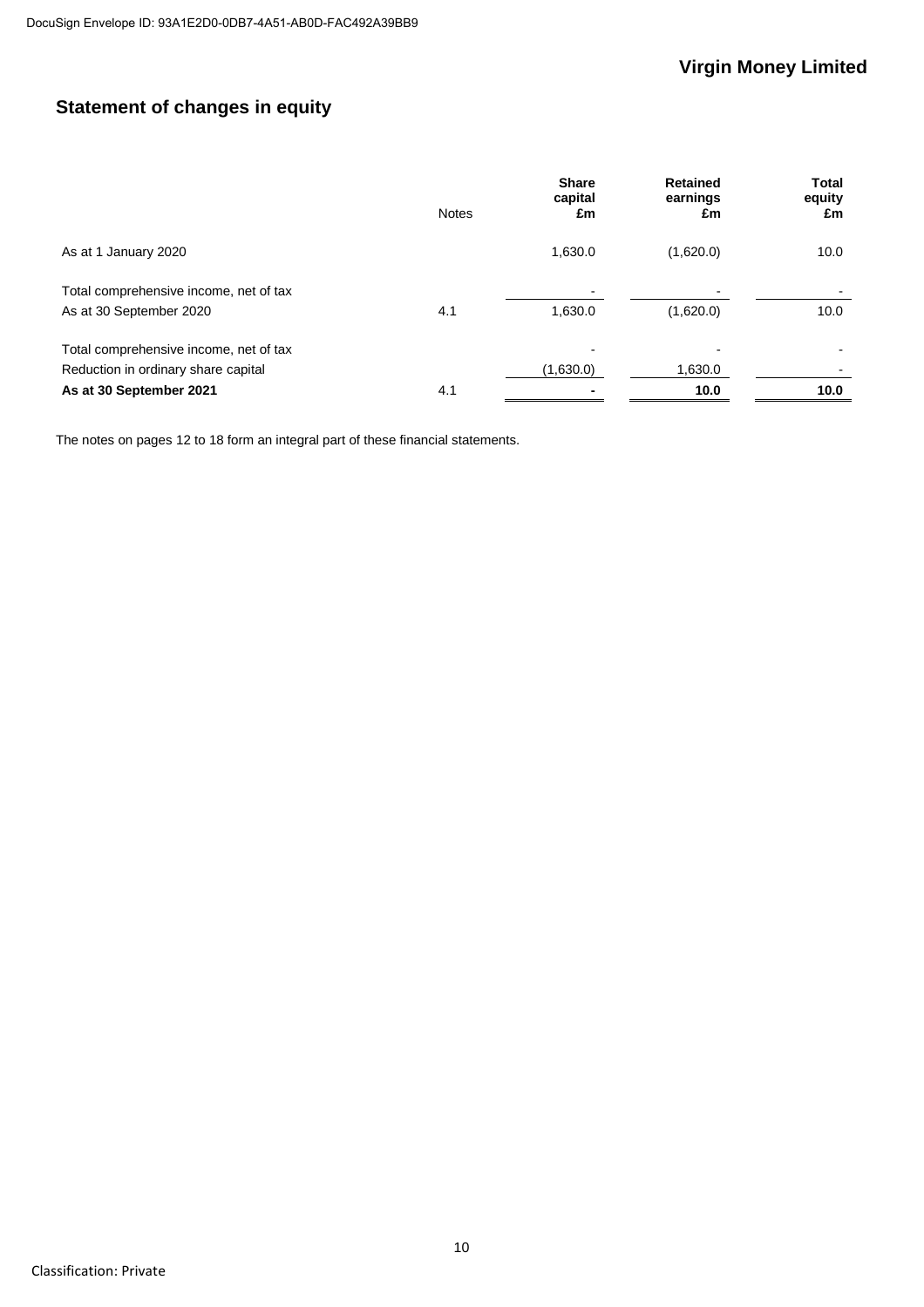## Statement of changes in equity

| | Notes | Share capital £m | Retained earnings £m | Total equity £m |
|---|---|---|---|---|
| As at 1 January 2020 | | 1,630.0 | (1,620.0) | 10.0 |
| Total comprehensive income, net of tax | | - | - | - |
| As at 30 September 2020 | 4.1 | 1,630.0 | (1,620.0) | 10.0 |
| Total comprehensive income, net of tax | | - | - | - |
| Reduction in ordinary share capital | | (1,630.0) | 1,630.0 | - |
| **As at 30 September 2021** | 4.1 | **-** | **10.0** | **10.0** |

The notes on pages 12 to 18 form an integral part of these financial statements.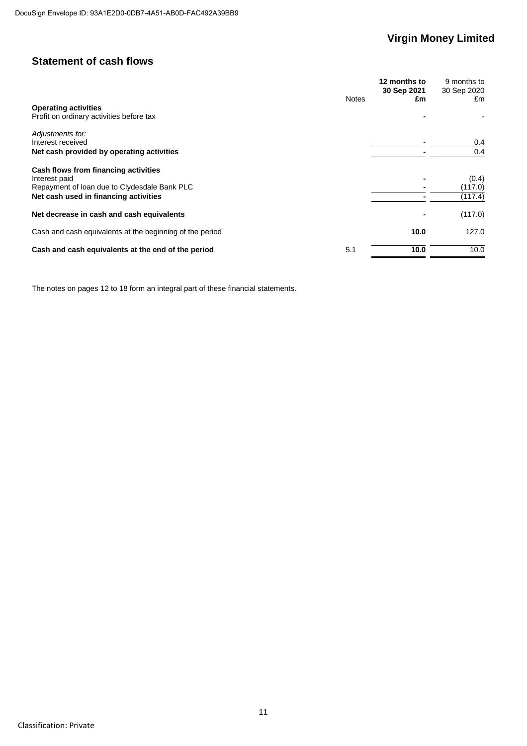## Virgin Money Limited

## Statement of cash flows

| | Notes | **12 months to 30 Sep 2021 £m** | 9 months to 30 Sep 2020 £m |
|---|---|---|---|
| **Operating activities** | | | |
| Profit on ordinary activities before tax | | **-** | - |
| *Adjustments for:* | | | |
| Interest received | | **-** | 0.4 |
| **Net cash provided by operating activities** | | **-** | 0.4 |
| **Cash flows from financing activities** | | | |
| Interest paid | | **-** | (0.4) |
| Repayment of loan due to Clydesdale Bank PLC | | **-** | (117.0) |
| **Net cash used in financing activities** | | **-** | (117.4) |
| **Net decrease in cash and cash equivalents** | | **-** | (117.0) |
| Cash and cash equivalents at the beginning of the period | | **10.0** | 127.0 |
| **Cash and cash equivalents at the end of the period** | 5.1 | **10.0** | 10.0 |

The notes on pages 12 to 18 form an integral part of these financial statements.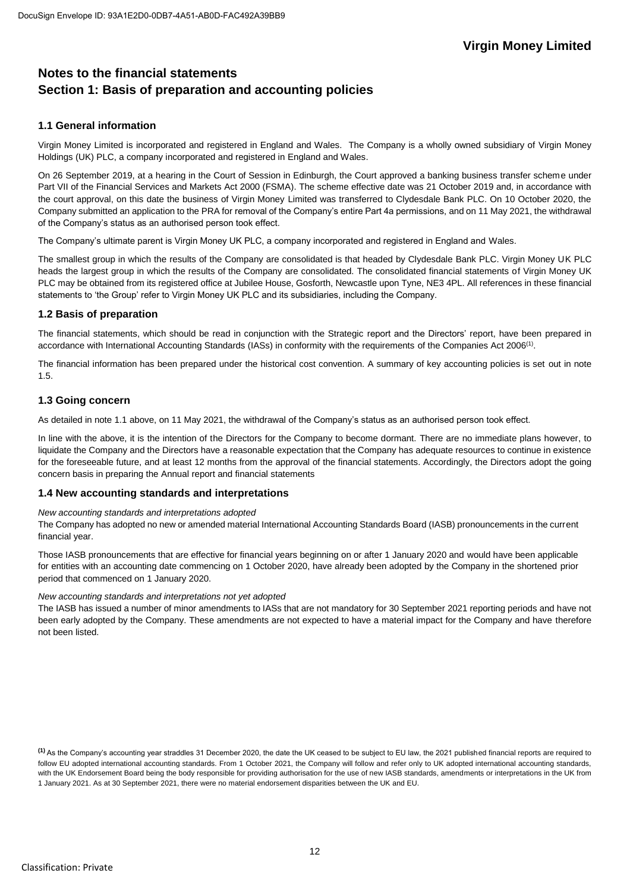# Notes to the financial statements

## Section 1: Basis of preparation and accounting policies

### 1.1 General information

Virgin Money Limited is incorporated and registered in England and Wales. The Company is a wholly owned subsidiary of Virgin Money Holdings (UK) PLC, a company incorporated and registered in England and Wales.

On 26 September 2019, at a hearing in the Court of Session in Edinburgh, the Court approved a banking business transfer scheme under Part VII of the Financial Services and Markets Act 2000 (FSMA). The scheme effective date was 21 October 2019 and, in accordance with the court approval, on this date the business of Virgin Money Limited was transferred to Clydesdale Bank PLC. On 10 October 2020, the Company submitted an application to the PRA for removal of the Company's entire Part 4a permissions, and on 11 May 2021, the withdrawal of the Company's status as an authorised person took effect.

The Company's ultimate parent is Virgin Money UK PLC, a company incorporated and registered in England and Wales.

The smallest group in which the results of the Company are consolidated is that headed by Clydesdale Bank PLC. Virgin Money UK PLC heads the largest group in which the results of the Company are consolidated. The consolidated financial statements of Virgin Money UK PLC may be obtained from its registered office at Jubilee House, Gosforth, Newcastle upon Tyne, NE3 4PL. All references in these financial statements to 'the Group' refer to Virgin Money UK PLC and its subsidiaries, including the Company.

### 1.2 Basis of preparation

The financial statements, which should be read in conjunction with the Strategic report and the Directors' report, have been prepared in accordance with International Accounting Standards (IASs) in conformity with the requirements of the Companies Act 2006[(1)].

The financial information has been prepared under the historical cost convention. A summary of key accounting policies is set out in note 1.5.

### 1.3 Going concern

As detailed in note 1.1 above, on 11 May 2021, the withdrawal of the Company's status as an authorised person took effect.

In line with the above, it is the intention of the Directors for the Company to become dormant. There are no immediate plans however, to liquidate the Company and the Directors have a reasonable expectation that the Company has adequate resources to continue in existence for the foreseeable future, and at least 12 months from the approval of the financial statements. Accordingly, the Directors adopt the going concern basis in preparing the Annual report and financial statements

### 1.4 New accounting standards and interpretations

*New accounting standards and interpretations adopted*

The Company has adopted no new or amended material International Accounting Standards Board (IASB) pronouncements in the current financial year.

Those IASB pronouncements that are effective for financial years beginning on or after 1 January 2020 and would have been applicable for entities with an accounting date commencing on 1 October 2020, have already been adopted by the Company in the shortened prior period that commenced on 1 January 2020.

*New accounting standards and interpretations not yet adopted*

The IASB has issued a number of minor amendments to IASs that are not mandatory for 30 September 2021 reporting periods and have not been early adopted by the Company. These amendments are not expected to have a material impact for the Company and have therefore not been listed.

[(1)] As the Company's accounting year straddles 31 December 2020, the date the UK ceased to be subject to EU law, the 2021 published financial reports are required to follow EU adopted international accounting standards. From 1 October 2021, the Company will follow and refer only to UK adopted international accounting standards, with the UK Endorsement Board being the body responsible for providing authorisation for the use of new IASB standards, amendments or interpretations in the UK from 1 January 2021. As at 30 September 2021, there were no material endorsement disparities between the UK and EU.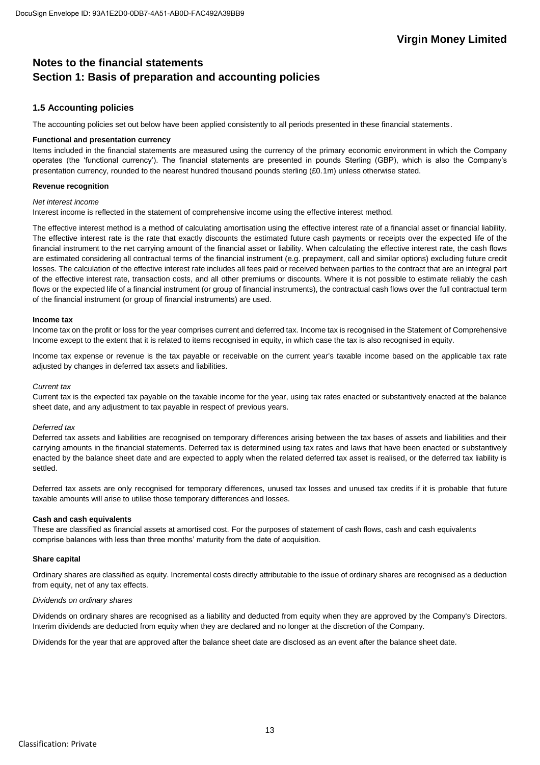# Notes to the financial statements
## Section 1: Basis of preparation and accounting policies

### 1.5 Accounting policies

The accounting policies set out below have been applied consistently to all periods presented in these financial statements.

**Functional and presentation currency**

Items included in the financial statements are measured using the currency of the primary economic environment in which the Company operates (the 'functional currency'). The financial statements are presented in pounds Sterling (GBP), which is also the Company's presentation currency, rounded to the nearest hundred thousand pounds sterling (£0.1m) unless otherwise stated.

**Revenue recognition**

*Net interest income*

Interest income is reflected in the statement of comprehensive income using the effective interest method.

The effective interest method is a method of calculating amortisation using the effective interest rate of a financial asset or financial liability. The effective interest rate is the rate that exactly discounts the estimated future cash payments or receipts over the expected life of the financial instrument to the net carrying amount of the financial asset or liability. When calculating the effective interest rate, the cash flows are estimated considering all contractual terms of the financial instrument (e.g. prepayment, call and similar options) excluding future credit losses. The calculation of the effective interest rate includes all fees paid or received between parties to the contract that are an integral part of the effective interest rate, transaction costs, and all other premiums or discounts. Where it is not possible to estimate reliably the cash flows or the expected life of a financial instrument (or group of financial instruments), the contractual cash flows over the full contractual term of the financial instrument (or group of financial instruments) are used.

**Income tax**

Income tax on the profit or loss for the year comprises current and deferred tax. Income tax is recognised in the Statement of Comprehensive Income except to the extent that it is related to items recognised in equity, in which case the tax is also recognised in equity.

Income tax expense or revenue is the tax payable or receivable on the current year's taxable income based on the applicable tax rate adjusted by changes in deferred tax assets and liabilities.

*Current tax*

Current tax is the expected tax payable on the taxable income for the year, using tax rates enacted or substantively enacted at the balance sheet date, and any adjustment to tax payable in respect of previous years.

*Deferred tax*

Deferred tax assets and liabilities are recognised on temporary differences arising between the tax bases of assets and liabilities and their carrying amounts in the financial statements. Deferred tax is determined using tax rates and laws that have been enacted or substantively enacted by the balance sheet date and are expected to apply when the related deferred tax asset is realised, or the deferred tax liability is settled.

Deferred tax assets are only recognised for temporary differences, unused tax losses and unused tax credits if it is probable that future taxable amounts will arise to utilise those temporary differences and losses.

**Cash and cash equivalents**

These are classified as financial assets at amortised cost. For the purposes of statement of cash flows, cash and cash equivalents comprise balances with less than three months' maturity from the date of acquisition.

**Share capital**

Ordinary shares are classified as equity. Incremental costs directly attributable to the issue of ordinary shares are recognised as a deduction from equity, net of any tax effects.

*Dividends on ordinary shares*

Dividends on ordinary shares are recognised as a liability and deducted from equity when they are approved by the Company's Directors. Interim dividends are deducted from equity when they are declared and no longer at the discretion of the Company.

Dividends for the year that are approved after the balance sheet date are disclosed as an event after the balance sheet date.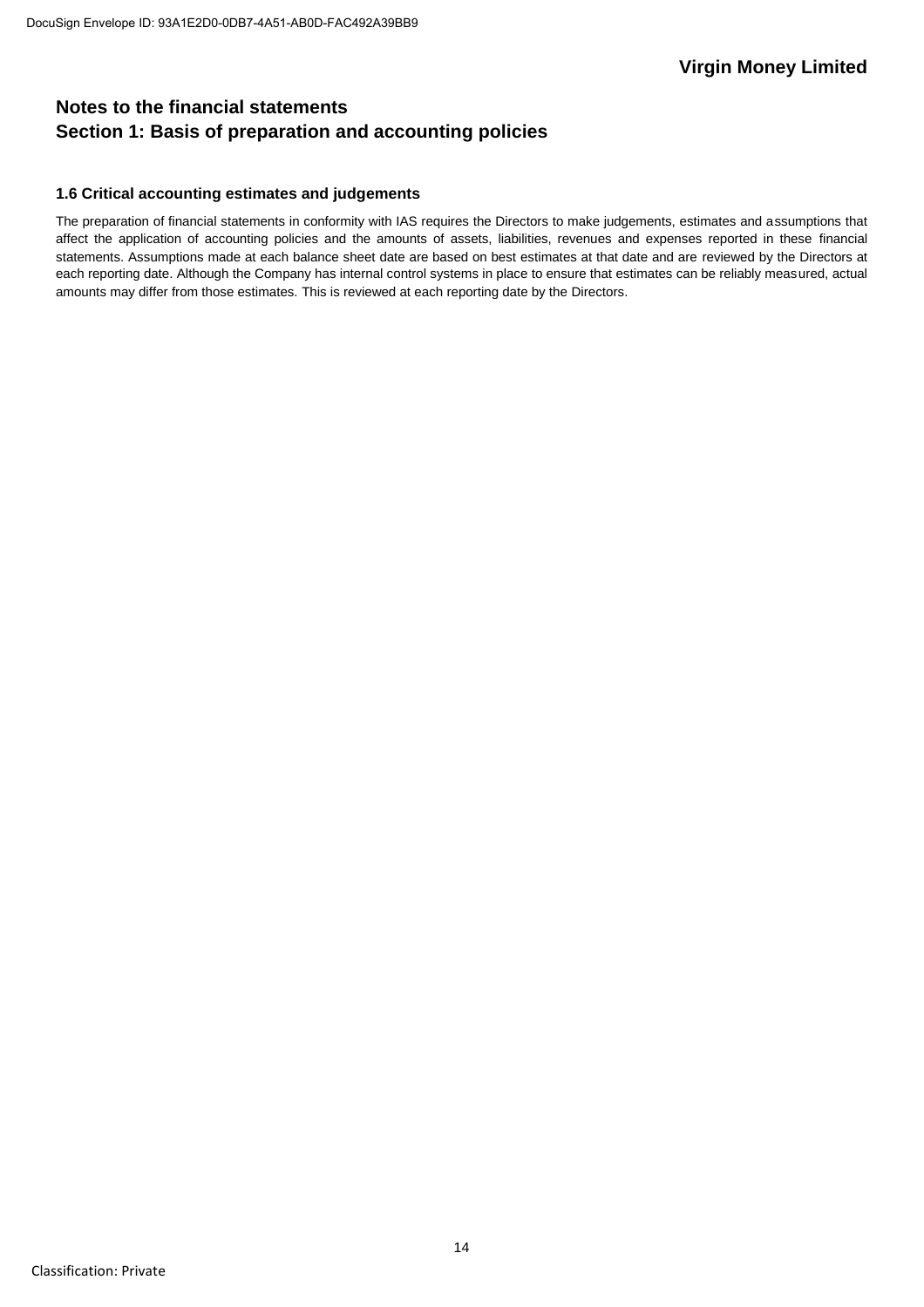## Notes to the financial statements
## Section 1: Basis of preparation and accounting policies

### 1.6 Critical accounting estimates and judgements

The preparation of financial statements in conformity with IAS requires the Directors to make judgements, estimates and assumptions that affect the application of accounting policies and the amounts of assets, liabilities, revenues and expenses reported in these financial statements. Assumptions made at each balance sheet date are based on best estimates at that date and are reviewed by the Directors at each reporting date. Although the Company has internal control systems in place to ensure that estimates can be reliably measured, actual amounts may differ from those estimates. This is reviewed at each reporting date by the Directors.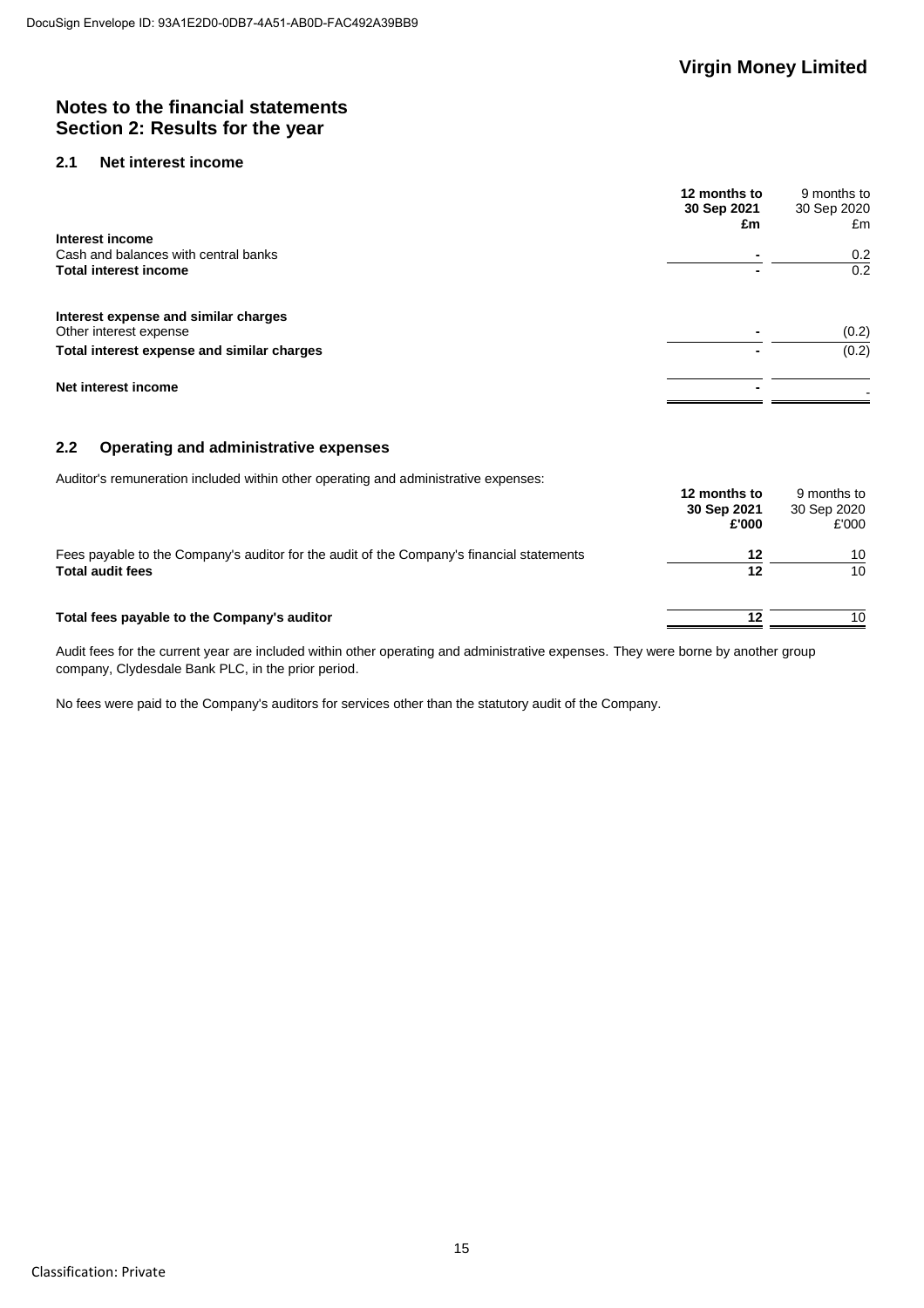# Notes to the financial statements
# Section 2: Results for the year

## 2.1 Net interest income

| | 12 months to 30 Sep 2021 £m | 9 months to 30 Sep 2020 £m |
|---|---|---|
| **Interest income** | | |
| Cash and balances with central banks | - | 0.2 |
| **Total interest income** | - | 0.2 |
| | | |
| **Interest expense and similar charges** | | |
| Other interest expense | - | (0.2) |
| **Total interest expense and similar charges** | - | (0.2) |
| | | |
| **Net interest income** | - | - |

## 2.2 Operating and administrative expenses

Auditor's remuneration included within other operating and administrative expenses:

| | 12 months to 30 Sep 2021 £'000 | 9 months to 30 Sep 2020 £'000 |
|---|---|---|
| Fees payable to the Company's auditor for the audit of the Company's financial statements | 12 | 10 |
| **Total audit fees** | 12 | 10 |
| | | |
| **Total fees payable to the Company's auditor** | 12 | 10 |

Audit fees for the current year are included within other operating and administrative expenses. They were borne by another group company, Clydesdale Bank PLC, in the prior period.

No fees were paid to the Company's auditors for services other than the statutory audit of the Company.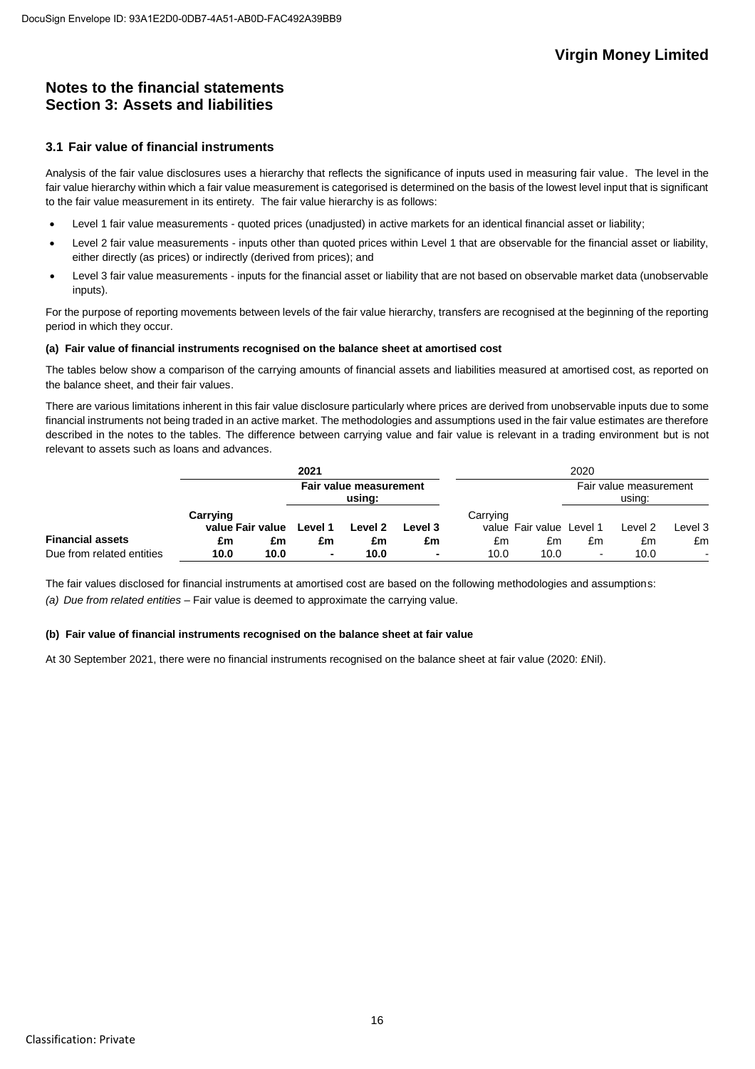# Notes to the financial statements
## Section 3: Assets and liabilities

### 3.1 Fair value of financial instruments

Analysis of the fair value disclosures uses a hierarchy that reflects the significance of inputs used in measuring fair value. The level in the fair value hierarchy within which a fair value measurement is categorised is determined on the basis of the lowest level input that is significant to the fair value measurement in its entirety. The fair value hierarchy is as follows:

- Level 1 fair value measurements - quoted prices (unadjusted) in active markets for an identical financial asset or liability;
- Level 2 fair value measurements - inputs other than quoted prices within Level 1 that are observable for the financial asset or liability, either directly (as prices) or indirectly (derived from prices); and
- Level 3 fair value measurements - inputs for the financial asset or liability that are not based on observable market data (unobservable inputs).

For the purpose of reporting movements between levels of the fair value hierarchy, transfers are recognised at the beginning of the reporting period in which they occur.

**(a) Fair value of financial instruments recognised on the balance sheet at amortised cost**

The tables below show a comparison of the carrying amounts of financial assets and liabilities measured at amortised cost, as reported on the balance sheet, and their fair values.

There are various limitations inherent in this fair value disclosure particularly where prices are derived from unobservable inputs due to some financial instruments not being traded in an active market. The methodologies and assumptions used in the fair value estimates are therefore described in the notes to the tables. The difference between carrying value and fair value is relevant in a trading environment but is not relevant to assets such as loans and advances.

| | **2021** | | | | | 2020 | | | | |
|---|---|---|---|---|---|---|---|---|---|---|
| | | | **Fair value measurement using:** | | | | | Fair value measurement using: | | |
| | **Carrying value** | **Fair value** | **Level 1** | **Level 2** | **Level 3** | Carrying value | Fair value | Level 1 | Level 2 | Level 3 |
| **Financial assets** | **£m** | **£m** | **£m** | **£m** | **£m** | £m | £m | £m | £m | £m |
| Due from related entities | **10.0** | **10.0** | **-** | **10.0** | **-** | 10.0 | 10.0 | - | 10.0 | - |

The fair values disclosed for financial instruments at amortised cost are based on the following methodologies and assumptions:

*(a) Due from related entities* – Fair value is deemed to approximate the carrying value.

**(b) Fair value of financial instruments recognised on the balance sheet at fair value**

At 30 September 2021, there were no financial instruments recognised on the balance sheet at fair value (2020: £Nil).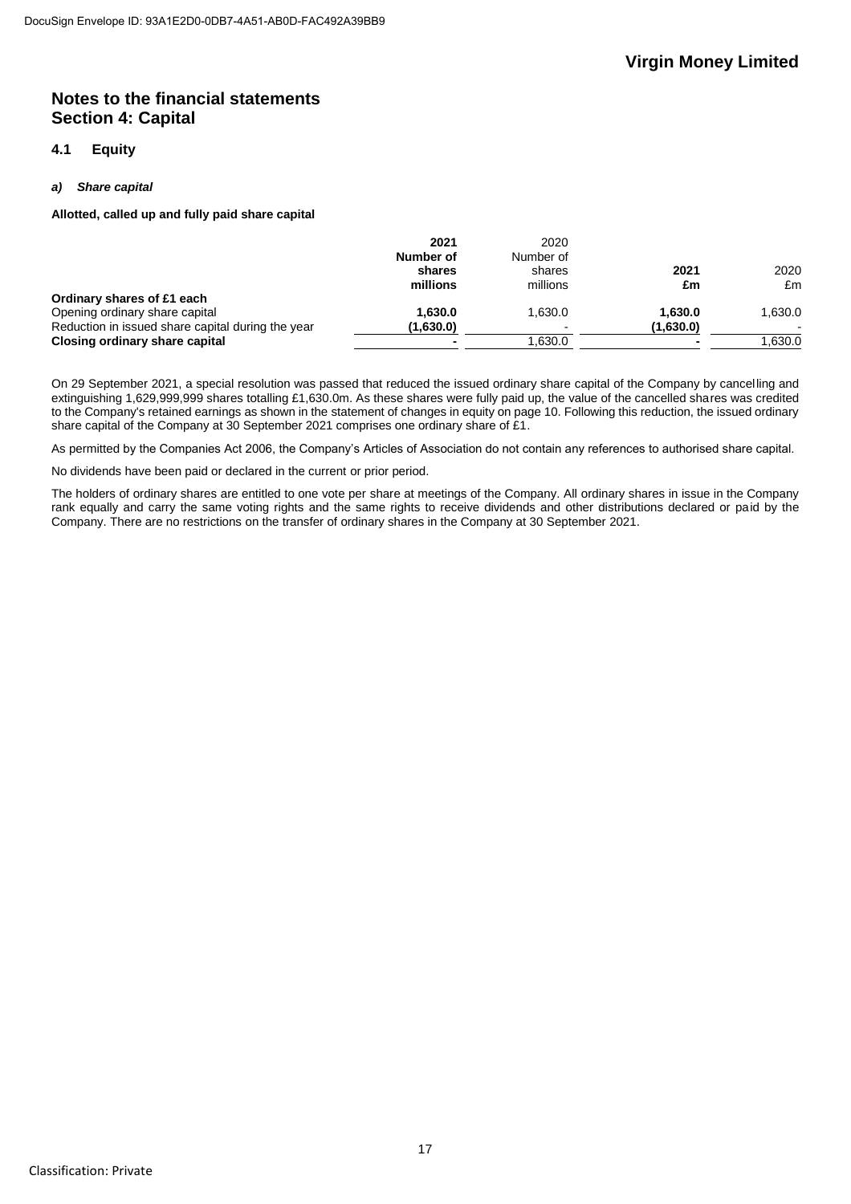# Notes to the financial statements
## Section 4: Capital

### 4.1 Equity

#### *a) Share capital*

**Allotted, called up and fully paid share capital**

| | **2021 Number of shares millions** | 2020 Number of shares millions | **2021 £m** | 2020 £m |
|---|---|---|---|---|
| **Ordinary shares of £1 each** | | | | |
| Opening ordinary share capital | **1,630.0** | 1,630.0 | **1,630.0** | 1,630.0 |
| Reduction in issued share capital during the year | **(1,630.0)** | - | **(1,630.0)** | - |
| **Closing ordinary share capital** | **-** | 1,630.0 | **-** | 1,630.0 |

On 29 September 2021, a special resolution was passed that reduced the issued ordinary share capital of the Company by cancelling and extinguishing 1,629,999,999 shares totalling £1,630.0m. As these shares were fully paid up, the value of the cancelled shares was credited to the Company's retained earnings as shown in the statement of changes in equity on page 10. Following this reduction, the issued ordinary share capital of the Company at 30 September 2021 comprises one ordinary share of £1.

As permitted by the Companies Act 2006, the Company's Articles of Association do not contain any references to authorised share capital.

No dividends have been paid or declared in the current or prior period.

The holders of ordinary shares are entitled to one vote per share at meetings of the Company. All ordinary shares in issue in the Company rank equally and carry the same voting rights and the same rights to receive dividends and other distributions declared or paid by the Company. There are no restrictions on the transfer of ordinary shares in the Company at 30 September 2021.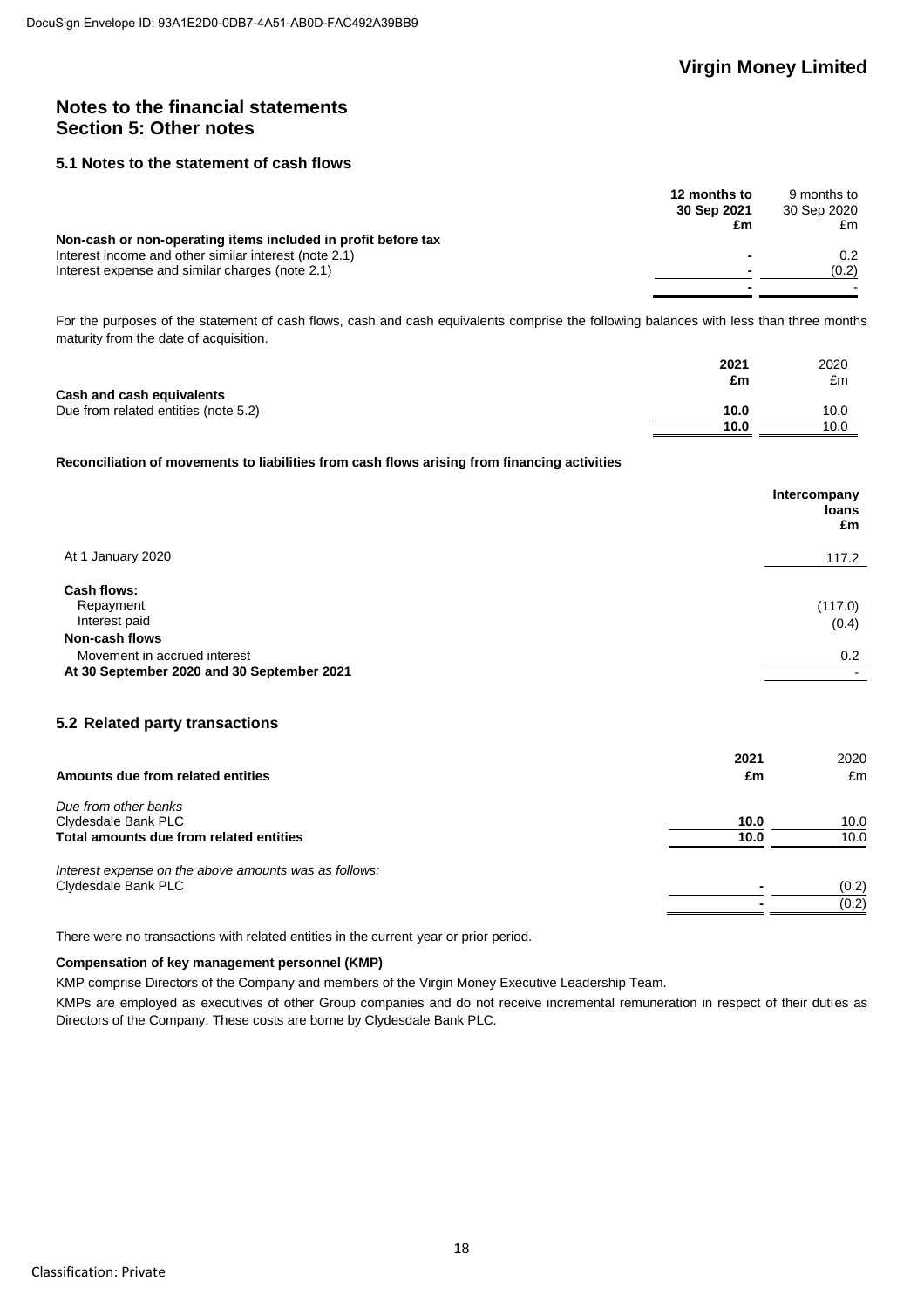# Notes to the financial statements
## Section 5: Other notes

### 5.1 Notes to the statement of cash flows

| | **12 months to 30 Sep 2021 £m** | 9 months to 30 Sep 2020 £m |
|---|---|---|
| **Non-cash or non-operating items included in profit before tax** | | |
| Interest income and other similar interest (note 2.1) | - | 0.2 |
| Interest expense and similar charges (note 2.1) | - | (0.2) |
| | - | - |

For the purposes of the statement of cash flows, cash and cash equivalents comprise the following balances with less than three months maturity from the date of acquisition.

| | **2021 £m** | 2020 £m |
|---|---|---|
| **Cash and cash equivalents** | | |
| Due from related entities (note 5.2) | **10.0** | 10.0 |
| | **10.0** | 10.0 |

**Reconciliation of movements to liabilities from cash flows arising from financing activities**

| | **Intercompany loans £m** |
|---|---|
| At 1 January 2020 | 117.2 |
| **Cash flows:** | |
| Repayment | (117.0) |
| Interest paid | (0.4) |
| **Non-cash flows** | |
| Movement in accrued interest | 0.2 |
| **At 30 September 2020 and 30 September 2021** | - |

### 5.2 Related party transactions

| **Amounts due from related entities** | **2021 £m** | 2020 £m |
|---|---|---|
| *Due from other banks* | | |
| Clydesdale Bank PLC | **10.0** | 10.0 |
| **Total amounts due from related entities** | **10.0** | 10.0 |
| *Interest expense on the above amounts was as follows:* | | |
| Clydesdale Bank PLC | - | (0.2) |
| | - | (0.2) |

There were no transactions with related entities in the current year or prior period.

**Compensation of key management personnel (KMP)**

KMP comprise Directors of the Company and members of the Virgin Money Executive Leadership Team.

KMPs are employed as executives of other Group companies and do not receive incremental remuneration in respect of their duties as Directors of the Company. These costs are borne by Clydesdale Bank PLC.